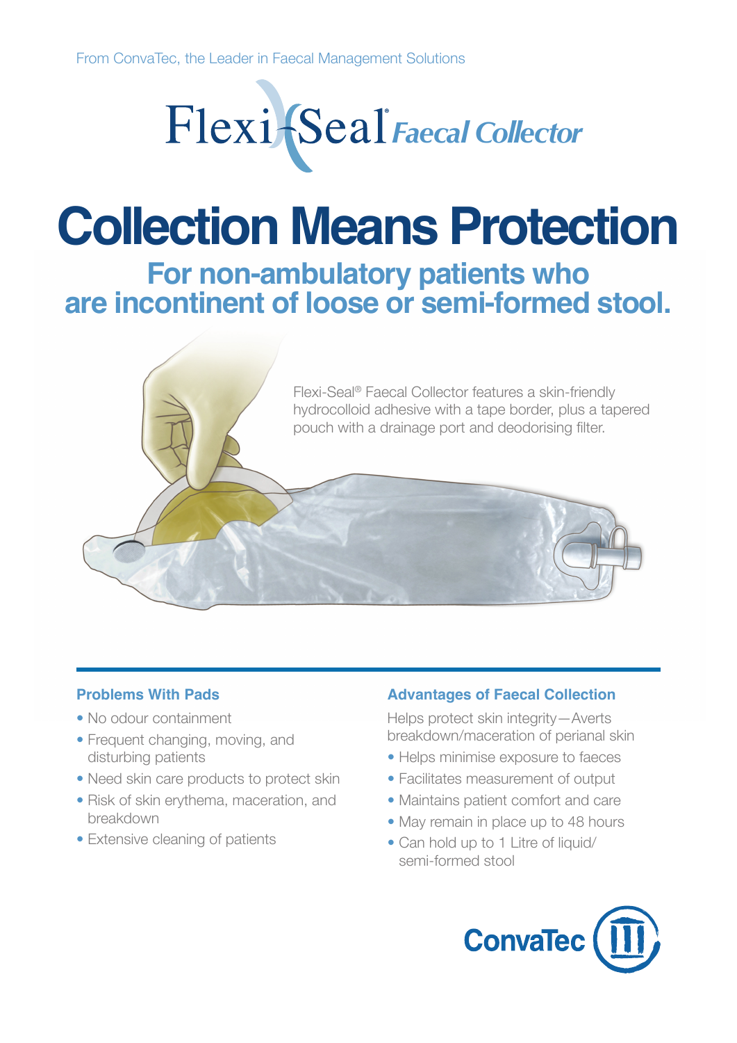From ConvaTec, the Leader in Faecal Management Solutions

Flexi-Seal® *Faecal Collector*

# Collection Means Protection

## For non-ambulatory patients who are incontinent of loose or semi-formed stool.

Flexi-Seal® Faecal Collector features a skin-friendly hydrocolloid adhesive with a tape border, plus a tapered pouch with a drainage port and deodorising filter.

### Problems With Pads

- No odour containment
- Frequent changing, moving, and disturbing patients
- Need skin care products to protect skin
- Risk of skin erythema, maceration, and breakdown
- Extensive cleaning of patients

### Advantages of Faecal Collection

Helps protect skin integrity—Averts breakdown/maceration of perianal skin

- Helps minimise exposure to faeces
- Facilitates measurement of output
- Maintains patient comfort and care
- May remain in place up to 48 hours
- Can hold up to 1 Litre of liquid/ semi-formed stool

ConvaTec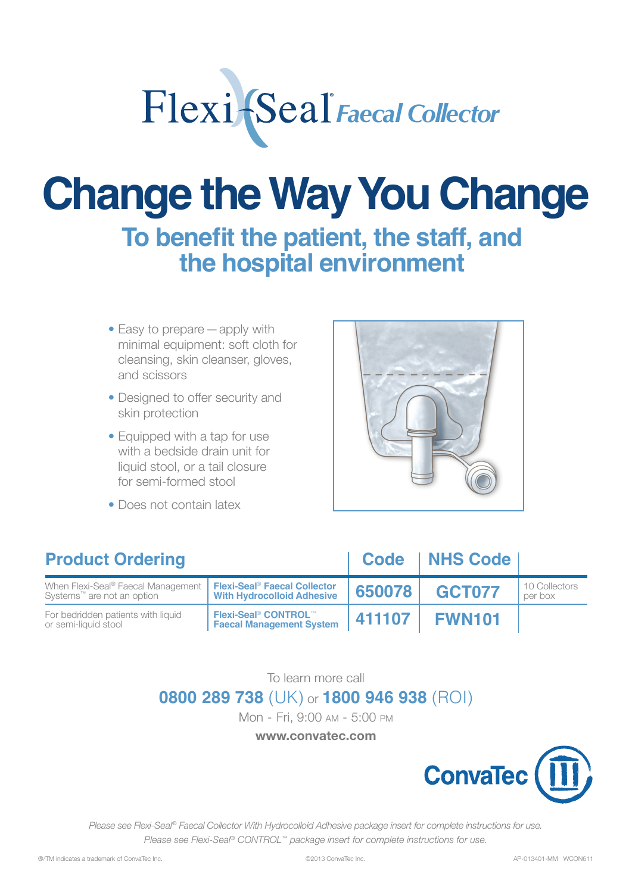# Flexi-Seal® Faecal Collector

# Change the Way You Change

## To benefit the patient, the staff, and the hospital environment

- Easy to prepare — apply with minimal equipment: soft cloth for cleansing, skin cleanser, gloves, and scissors
- Designed to offer security and skin protection
- Equipped with a tap for use with a bedside drain unit for liquid stool, or a tail closure for semi-formed stool
- Does not contain latex

## Product Ordering

| | | Code | NHS Code | |
|---|---|---|---|---|
| When Flexi-Seal® Faecal Management Systems™ are not an option | **Flexi-Seal® Faecal Collector With Hydrocolloid Adhesive** | **650078** | **GCT077** | 10 Collectors per box |
| For bedridden patients with liquid or semi-liquid stool | **Flexi-Seal® CONTROL™ Faecal Management System** | **411107** | **FWN101** | |

To learn more call

**0800 289 738** (UK) or **1800 946 938** (ROI)

Mon - Fri, 9:00 AM - 5:00 PM

**www.convatec.com**

ConvaTec

*Please see Flexi-Seal® Faecal Collector With Hydrocolloid Adhesive package insert for complete instructions for use.*
*Please see Flexi-Seal® CONTROL™ package insert for complete instructions for use.*

®/TM indicates a trademark of ConvaTec Inc. ©2013 ConvaTec Inc. AP-013401-MM WCON611